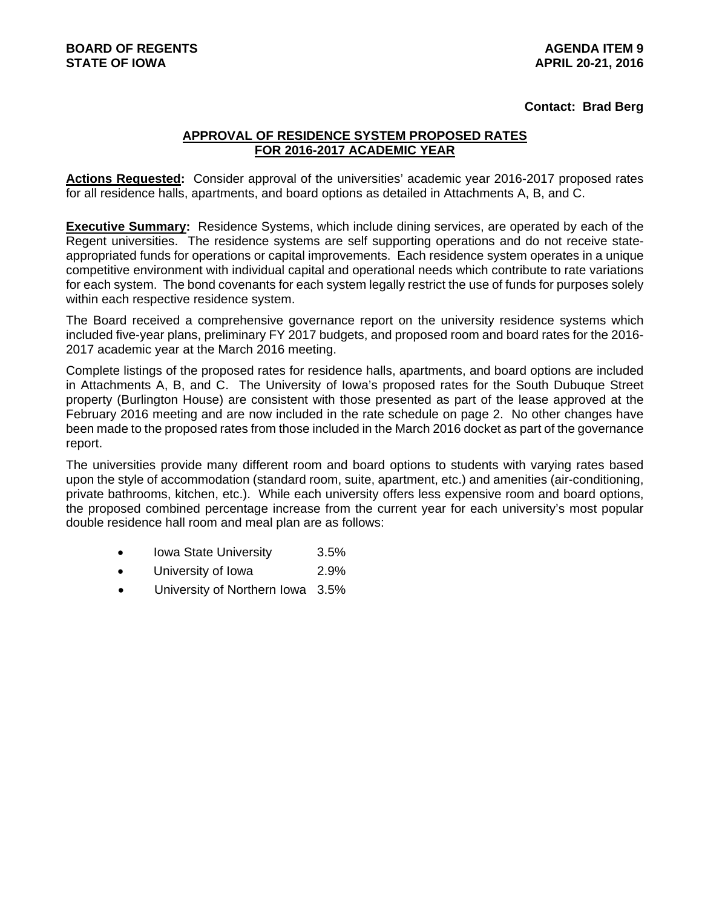**BOARD OF REGENTS**
**STATE OF IOWA**

**AGENDA ITEM 9**
**APRIL 20-21, 2016**

**Contact: Brad Berg**

## APPROVAL OF RESIDENCE SYSTEM PROPOSED RATES FOR 2016-2017 ACADEMIC YEAR

**Actions Requested:** Consider approval of the universities' academic year 2016-2017 proposed rates for all residence halls, apartments, and board options as detailed in Attachments A, B, and C.

**Executive Summary:** Residence Systems, which include dining services, are operated by each of the Regent universities. The residence systems are self supporting operations and do not receive state-appropriated funds for operations or capital improvements. Each residence system operates in a unique competitive environment with individual capital and operational needs which contribute to rate variations for each system. The bond covenants for each system legally restrict the use of funds for purposes solely within each respective residence system.

The Board received a comprehensive governance report on the university residence systems which included five-year plans, preliminary FY 2017 budgets, and proposed room and board rates for the 2016-2017 academic year at the March 2016 meeting.

Complete listings of the proposed rates for residence halls, apartments, and board options are included in Attachments A, B, and C. The University of Iowa's proposed rates for the South Dubuque Street property (Burlington House) are consistent with those presented as part of the lease approved at the February 2016 meeting and are now included in the rate schedule on page 2. No other changes have been made to the proposed rates from those included in the March 2016 docket as part of the governance report.

The universities provide many different room and board options to students with varying rates based upon the style of accommodation (standard room, suite, apartment, etc.) and amenities (air-conditioning, private bathrooms, kitchen, etc.). While each university offers less expensive room and board options, the proposed combined percentage increase from the current year for each university's most popular double residence hall room and meal plan are as follows:

- Iowa State University 3.5%
- University of Iowa 2.9%
- University of Northern Iowa 3.5%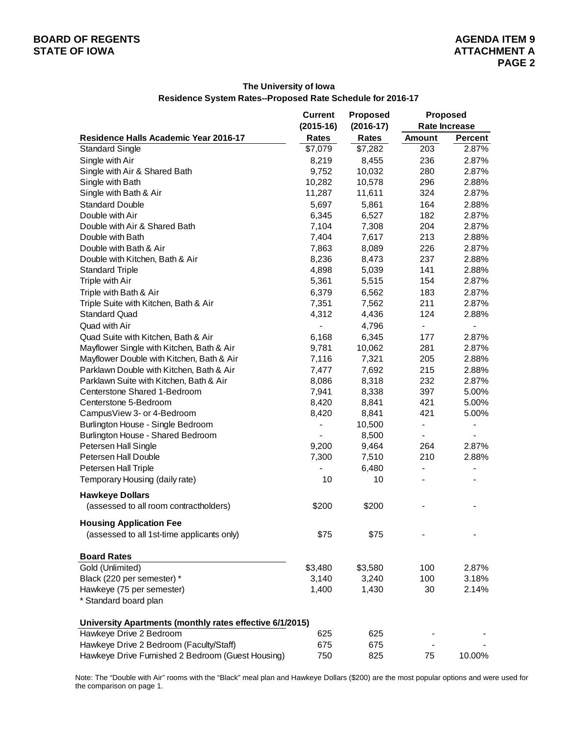**BOARD OF REGENTS**
**STATE OF IOWA**

**AGENDA ITEM 9**
**ATTACHMENT A**

## The University of Iowa
## Residence System Rates--Proposed Rate Schedule for 2016-17

| Residence Halls Academic Year 2016-17 | Current (2015-16) Rates | Proposed (2016-17) Rates | Proposed Rate Increase | |
|---|---|---|---|---|
| | | | Amount | Percent |
| Standard Single | $7,079 | $7,282 | 203 | 2.87% |
| Single with Air | 8,219 | 8,455 | 236 | 2.87% |
| Single with Air & Shared Bath | 9,752 | 10,032 | 280 | 2.87% |
| Single with Bath | 10,282 | 10,578 | 296 | 2.88% |
| Single with Bath & Air | 11,287 | 11,611 | 324 | 2.87% |
| Standard Double | 5,697 | 5,861 | 164 | 2.88% |
| Double with Air | 6,345 | 6,527 | 182 | 2.87% |
| Double with Air & Shared Bath | 7,104 | 7,308 | 204 | 2.87% |
| Double with Bath | 7,404 | 7,617 | 213 | 2.88% |
| Double with Bath & Air | 7,863 | 8,089 | 226 | 2.87% |
| Double with Kitchen, Bath & Air | 8,236 | 8,473 | 237 | 2.88% |
| Standard Triple | 4,898 | 5,039 | 141 | 2.88% |
| Triple with Air | 5,361 | 5,515 | 154 | 2.87% |
| Triple with Bath & Air | 6,379 | 6,562 | 183 | 2.87% |
| Triple Suite with Kitchen, Bath & Air | 7,351 | 7,562 | 211 | 2.87% |
| Standard Quad | 4,312 | 4,436 | 124 | 2.88% |
| Quad with Air | - | 4,796 | - | - |
| Quad Suite with Kitchen, Bath & Air | 6,168 | 6,345 | 177 | 2.87% |
| Mayflower Single with Kitchen, Bath & Air | 9,781 | 10,062 | 281 | 2.87% |
| Mayflower Double with Kitchen, Bath & Air | 7,116 | 7,321 | 205 | 2.88% |
| Parklawn Double with Kitchen, Bath & Air | 7,477 | 7,692 | 215 | 2.88% |
| Parklawn Suite with Kitchen, Bath & Air | 8,086 | 8,318 | 232 | 2.87% |
| Centerstone Shared 1-Bedroom | 7,941 | 8,338 | 397 | 5.00% |
| Centerstone 5-Bedroom | 8,420 | 8,841 | 421 | 5.00% |
| CampusView 3- or 4-Bedroom | 8,420 | 8,841 | 421 | 5.00% |
| Burlington House - Single Bedroom | - | 10,500 | - | - |
| Burlington House - Shared Bedroom | - | 8,500 | - | - |
| Petersen Hall Single | 9,200 | 9,464 | 264 | 2.87% |
| Petersen Hall Double | 7,300 | 7,510 | 210 | 2.88% |
| Petersen Hall Triple | - | 6,480 | - | - |
| Temporary Housing (daily rate) | 10 | 10 | - | - |
| **Hawkeye Dollars** | | | | |
| (assessed to all room contractholders) | $200 | $200 | - | - |
| **Housing Application Fee** | | | | |
| (assessed to all 1st-time applicants only) | $75 | $75 | - | - |
| **Board Rates** | | | | |
| Gold (Unlimited) | $3,480 | $3,580 | 100 | 2.87% |
| Black (220 per semester) * | 3,140 | 3,240 | 100 | 3.18% |
| Hawkeye (75 per semester) | 1,400 | 1,430 | 30 | 2.14% |
| * Standard board plan | | | | |
| **University Apartments (monthly rates effective 6/1/2015)** | | | | |
| Hawkeye Drive 2 Bedroom | 625 | 625 | - | - |
| Hawkeye Drive 2 Bedroom (Faculty/Staff) | 675 | 675 | - | - |
| Hawkeye Drive Furnished 2 Bedroom (Guest Housing) | 750 | 825 | 75 | 10.00% |

Note: The "Double with Air" rooms with the "Black" meal plan and Hawkeye Dollars ($200) are the most popular options and were used for the comparison on page 1.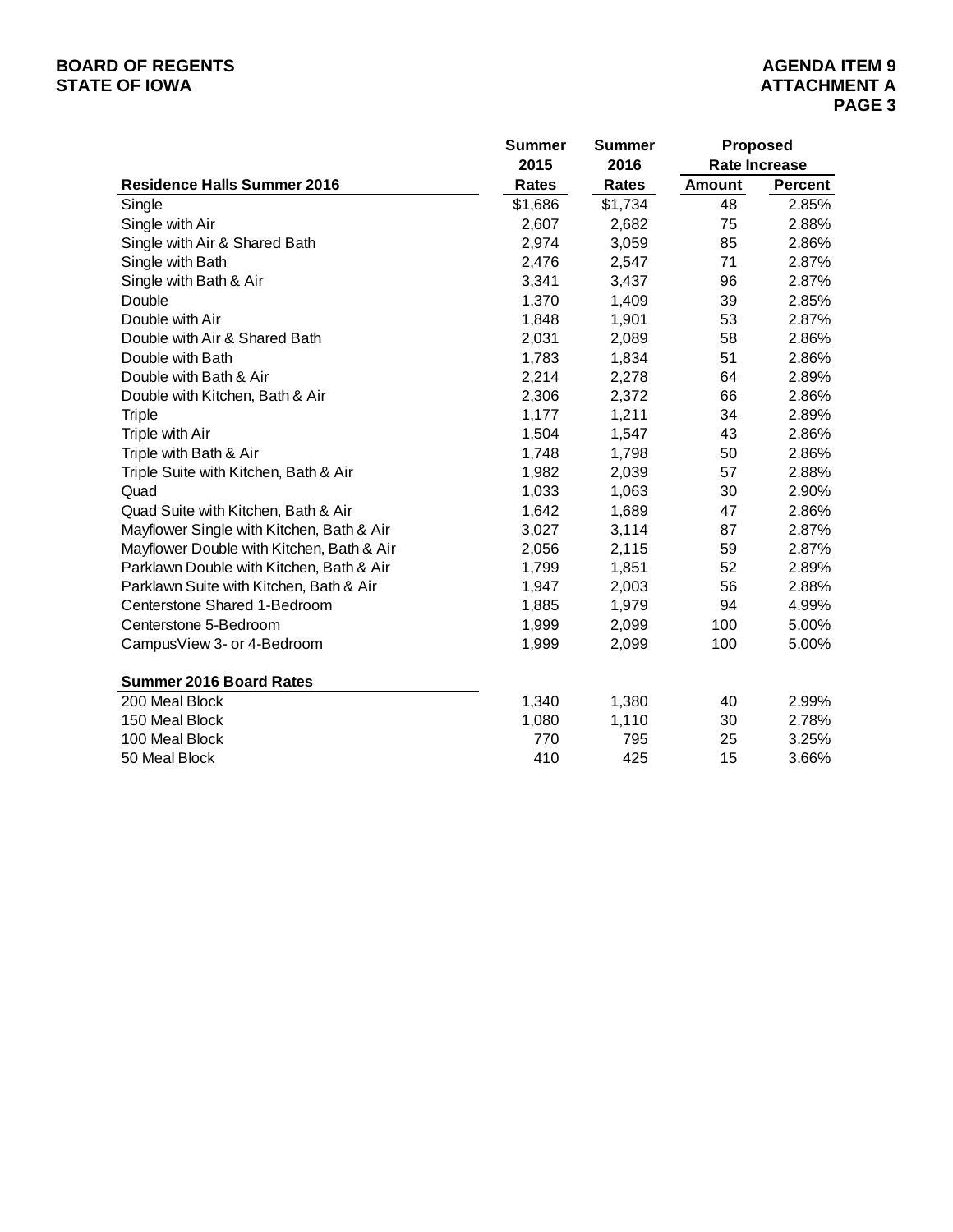| Residence Halls Summer 2016 | Summer 2015 Rates | Summer 2016 Rates | Proposed Rate Increase | |
|---|---|---|---|---|
| | | | Amount | Percent |
| Single | $1,686 | $1,734 | 48 | 2.85% |
| Single with Air | 2,607 | 2,682 | 75 | 2.88% |
| Single with Air & Shared Bath | 2,974 | 3,059 | 85 | 2.86% |
| Single with Bath | 2,476 | 2,547 | 71 | 2.87% |
| Single with Bath & Air | 3,341 | 3,437 | 96 | 2.87% |
| Double | 1,370 | 1,409 | 39 | 2.85% |
| Double with Air | 1,848 | 1,901 | 53 | 2.87% |
| Double with Air & Shared Bath | 2,031 | 2,089 | 58 | 2.86% |
| Double with Bath | 1,783 | 1,834 | 51 | 2.86% |
| Double with Bath & Air | 2,214 | 2,278 | 64 | 2.89% |
| Double with Kitchen, Bath & Air | 2,306 | 2,372 | 66 | 2.86% |
| Triple | 1,177 | 1,211 | 34 | 2.89% |
| Triple with Air | 1,504 | 1,547 | 43 | 2.86% |
| Triple with Bath & Air | 1,748 | 1,798 | 50 | 2.86% |
| Triple Suite with Kitchen, Bath & Air | 1,982 | 2,039 | 57 | 2.88% |
| Quad | 1,033 | 1,063 | 30 | 2.90% |
| Quad Suite with Kitchen, Bath & Air | 1,642 | 1,689 | 47 | 2.86% |
| Mayflower Single with Kitchen, Bath & Air | 3,027 | 3,114 | 87 | 2.87% |
| Mayflower Double with Kitchen, Bath & Air | 2,056 | 2,115 | 59 | 2.87% |
| Parklawn Double with Kitchen, Bath & Air | 1,799 | 1,851 | 52 | 2.89% |
| Parklawn Suite with Kitchen, Bath & Air | 1,947 | 2,003 | 56 | 2.88% |
| Centerstone Shared 1-Bedroom | 1,885 | 1,979 | 94 | 4.99% |
| Centerstone 5-Bedroom | 1,999 | 2,099 | 100 | 5.00% |
| CampusView 3- or 4-Bedroom | 1,999 | 2,099 | 100 | 5.00% |
| **Summer 2016 Board Rates** | | | | |
| 200 Meal Block | 1,340 | 1,380 | 40 | 2.99% |
| 150 Meal Block | 1,080 | 1,110 | 30 | 2.78% |
| 100 Meal Block | 770 | 795 | 25 | 3.25% |
| 50 Meal Block | 410 | 425 | 15 | 3.66% |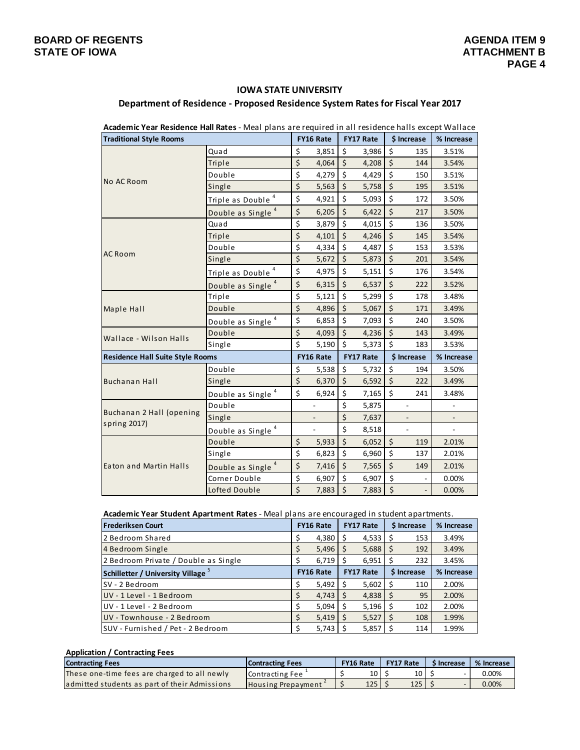# IOWA STATE UNIVERSITY

## Department of Residence - Proposed Residence System Rates for Fiscal Year 2017

**Academic Year Residence Hall Rates** - Meal plans are required in all residence halls except Wallace

| **Traditional Style Rooms** | | **FY16 Rate** | **FY17 Rate** | **$ Increase** | **% Increase** |
|---|---|---|---|---|---|
| No AC Room | Quad | $ 3,851 | $ 3,986 | $ 135 | 3.51% |
| | Triple | $ 4,064 | $ 4,208 | $ 144 | 3.54% |
| | Double | $ 4,279 | $ 4,429 | $ 150 | 3.51% |
| | Single | $ 5,563 | $ 5,758 | $ 195 | 3.51% |
| | Triple as Double [4] | $ 4,921 | $ 5,093 | $ 172 | 3.50% |
| | Double as Single [4] | $ 6,205 | $ 6,422 | $ 217 | 3.50% |
| AC Room | Quad | $ 3,879 | $ 4,015 | $ 136 | 3.50% |
| | Triple | $ 4,101 | $ 4,246 | $ 145 | 3.54% |
| | Double | $ 4,334 | $ 4,487 | $ 153 | 3.53% |
| | Single | $ 5,672 | $ 5,873 | $ 201 | 3.54% |
| | Triple as Double [4] | $ 4,975 | $ 5,151 | $ 176 | 3.54% |
| | Double as Single [4] | $ 6,315 | $ 6,537 | $ 222 | 3.52% |
| Maple Hall | Triple | $ 5,121 | $ 5,299 | $ 178 | 3.48% |
| | Double | $ 4,896 | $ 5,067 | $ 171 | 3.49% |
| | Double as Single [4] | $ 6,853 | $ 7,093 | $ 240 | 3.50% |
| Wallace - Wilson Halls | Double | $ 4,093 | $ 4,236 | $ 143 | 3.49% |
| | Single | $ 5,190 | $ 5,373 | $ 183 | 3.53% |
| **Residence Hall Suite Style Rooms** | | **FY16 Rate** | **FY17 Rate** | **$ Increase** | **% Increase** |
| Buchanan Hall | Double | $ 5,538 | $ 5,732 | $ 194 | 3.50% |
| | Single | $ 6,370 | $ 6,592 | $ 222 | 3.49% |
| | Double as Single [4] | $ 6,924 | $ 7,165 | $ 241 | 3.48% |
| Buchanan 2 Hall (opening spring 2017) | Double | - | $ 5,875 | - | - |
| | Single | - | $ 7,637 | - | - |
| | Double as Single [4] | - | $ 8,518 | - | - |
| Eaton and Martin Halls | Double | $ 5,933 | $ 6,052 | $ 119 | 2.01% |
| | Single | $ 6,823 | $ 6,960 | $ 137 | 2.01% |
| | Double as Single [4] | $ 7,416 | $ 7,565 | $ 149 | 2.01% |
| | Corner Double | $ 6,907 | $ 6,907 | $ - | 0.00% |
| | Lofted Double | $ 7,883 | $ 7,883 | $ - | 0.00% |

**Academic Year Student Apartment Rates** - Meal plans are encouraged in student apartments.

| **Frederiksen Court** | **FY16 Rate** | **FY17 Rate** | **$ Increase** | **% Increase** |
|---|---|---|---|---|
| 2 Bedroom Shared | $ 4,380 | $ 4,533 | $ 153 | 3.49% |
| 4 Bedroom Single | $ 5,496 | $ 5,688 | $ 192 | 3.49% |
| 2 Bedroom Private / Double as Single | $ 6,719 | $ 6,951 | $ 232 | 3.45% |
| **Schilletter / University Village [5]** | **FY16 Rate** | **FY17 Rate** | **$ Increase** | **% Increase** |
| SV - 2 Bedroom | $ 5,492 | $ 5,602 | $ 110 | 2.00% |
| UV - 1 Level - 1 Bedroom | $ 4,743 | $ 4,838 | $ 95 | 2.00% |
| UV - 1 Level - 2 Bedroom | $ 5,094 | $ 5,196 | $ 102 | 2.00% |
| UV - Townhouse - 2 Bedroom | $ 5,419 | $ 5,527 | $ 108 | 1.99% |
| SUV - Furnished / Pet - 2 Bedroom | $ 5,743 | $ 5,857 | $ 114 | 1.99% |

**Application / Contracting Fees**

| **Contracting Fees** | **Contracting Fees** | **FY16 Rate** | **FY17 Rate** | **$ Increase** | **% Increase** |
|---|---|---|---|---|---|
| These one-time fees are charged to all newly admitted students as part of their Admissions | Contracting Fee [1] | $ 10 | $ 10 | $ - | 0.00% |
| | Housing Prepayment [2] | $ 125 | $ 125 | $ - | 0.00% |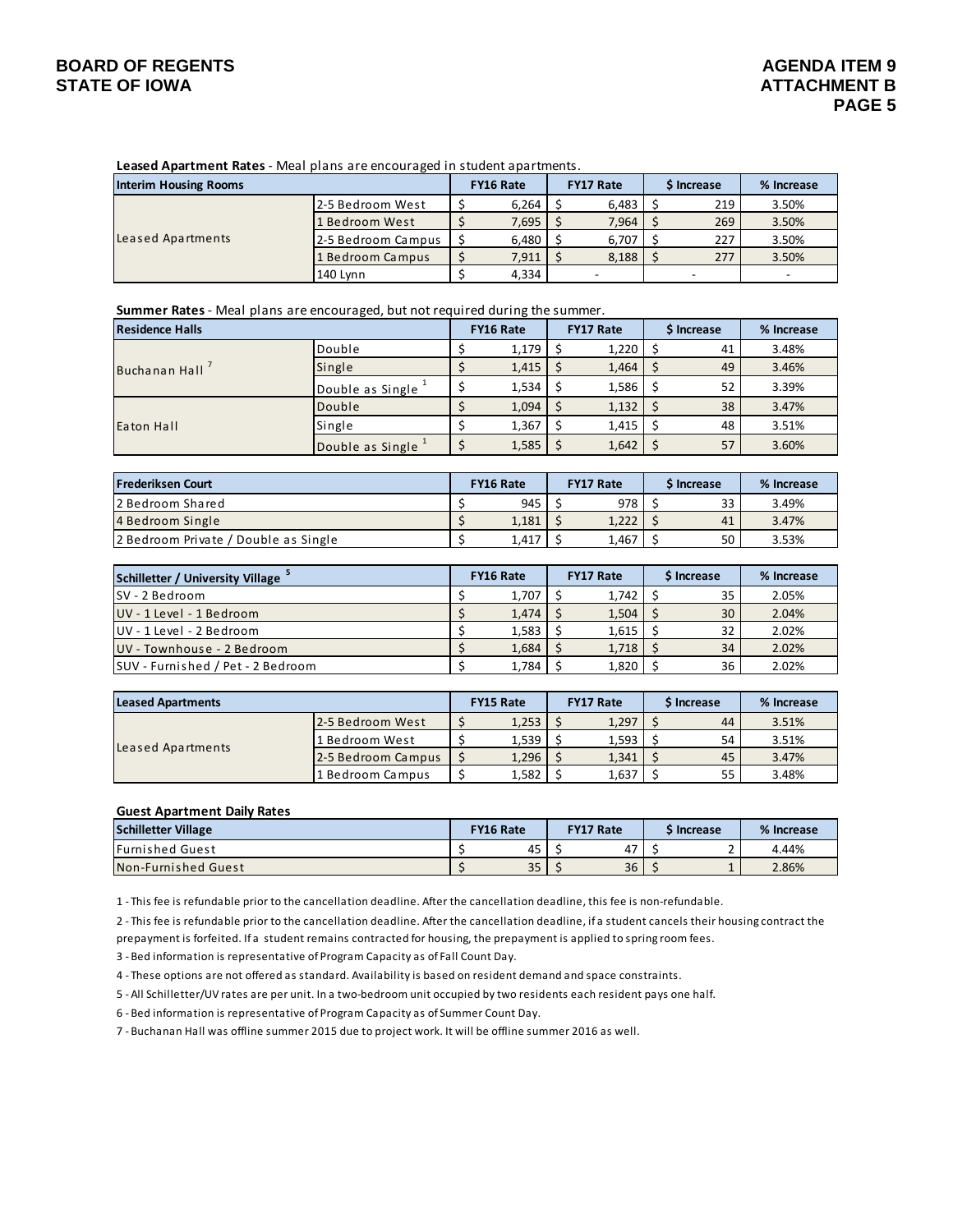**Leased Apartment Rates** - Meal plans are encouraged in student apartments.

| Interim Housing Rooms | | FY16 Rate | FY17 Rate | $ Increase | % Increase |
|---|---|---|---|---|---|
| Leased Apartments | 2-5 Bedroom West | $ 6,264 | $ 6,483 | $ 219 | 3.50% |
| | 1 Bedroom West | $ 7,695 | $ 7,964 | $ 269 | 3.50% |
| | 2-5 Bedroom Campus | $ 6,480 | $ 6,707 | $ 227 | 3.50% |
| | 1 Bedroom Campus | $ 7,911 | $ 8,188 | $ 277 | 3.50% |
| | 140 Lynn | $ 4,334 | - | - | - |

**Summer Rates** - Meal plans are encouraged, but not required during the summer.

| Residence Halls | | FY16 Rate | FY17 Rate | $ Increase | % Increase |
|---|---|---|---|---|---|
| Buchanan Hall [7] | Double | $ 1,179 | $ 1,220 | $ 41 | 3.48% |
| | Single | $ 1,415 | $ 1,464 | $ 49 | 3.46% |
| | Double as Single [1] | $ 1,534 | $ 1,586 | $ 52 | 3.39% |
| Eaton Hall | Double | $ 1,094 | $ 1,132 | $ 38 | 3.47% |
| | Single | $ 1,367 | $ 1,415 | $ 48 | 3.51% |
| | Double as Single [1] | $ 1,585 | $ 1,642 | $ 57 | 3.60% |

| Frederiksen Court | FY16 Rate | FY17 Rate | $ Increase | % Increase |
|---|---|---|---|---|
| 2 Bedroom Shared | $ 945 | $ 978 | $ 33 | 3.49% |
| 4 Bedroom Single | $ 1,181 | $ 1,222 | $ 41 | 3.47% |
| 2 Bedroom Private / Double as Single | $ 1,417 | $ 1,467 | $ 50 | 3.53% |

| Schilletter / University Village [5] | FY16 Rate | FY17 Rate | $ Increase | % Increase |
|---|---|---|---|---|
| SV - 2 Bedroom | $ 1,707 | $ 1,742 | $ 35 | 2.05% |
| UV - 1 Level - 1 Bedroom | $ 1,474 | $ 1,504 | $ 30 | 2.04% |
| UV - 1 Level - 2 Bedroom | $ 1,583 | $ 1,615 | $ 32 | 2.02% |
| UV - Townhouse - 2 Bedroom | $ 1,684 | $ 1,718 | $ 34 | 2.02% |
| SUV - Furnished / Pet - 2 Bedroom | $ 1,784 | $ 1,820 | $ 36 | 2.02% |

| Leased Apartments | | FY15 Rate | FY17 Rate | $ Increase | % Increase |
|---|---|---|---|---|---|
| Leased Apartments | 2-5 Bedroom West | $ 1,253 | $ 1,297 | $ 44 | 3.51% |
| | 1 Bedroom West | $ 1,539 | $ 1,593 | $ 54 | 3.51% |
| | 2-5 Bedroom Campus | $ 1,296 | $ 1,341 | $ 45 | 3.47% |
| | 1 Bedroom Campus | $ 1,582 | $ 1,637 | $ 55 | 3.48% |

**Guest Apartment Daily Rates**

| Schilletter Village | FY16 Rate | FY17 Rate | $ Increase | % Increase |
|---|---|---|---|---|
| Furnished Guest | $ 45 | $ 47 | $ 2 | 4.44% |
| Non-Furnished Guest | $ 35 | $ 36 | $ 1 | 2.86% |

1 - This fee is refundable prior to the cancellation deadline. After the cancellation deadline, this fee is non-refundable.

2 - This fee is refundable prior to the cancellation deadline. After the cancellation deadline, if a student cancels their housing contract the prepayment is forfeited. If a student remains contracted for housing, the prepayment is applied to spring room fees.

3 - Bed information is representative of Program Capacity as of Fall Count Day.

4 - These options are not offered as standard. Availability is based on resident demand and space constraints.

5 - All Schilletter/UV rates are per unit. In a two-bedroom unit occupied by two residents each resident pays one half.

6 - Bed information is representative of Program Capacity as of Summer Count Day.

7 - Buchanan Hall was offline summer 2015 due to project work. It will be offline summer 2016 as well.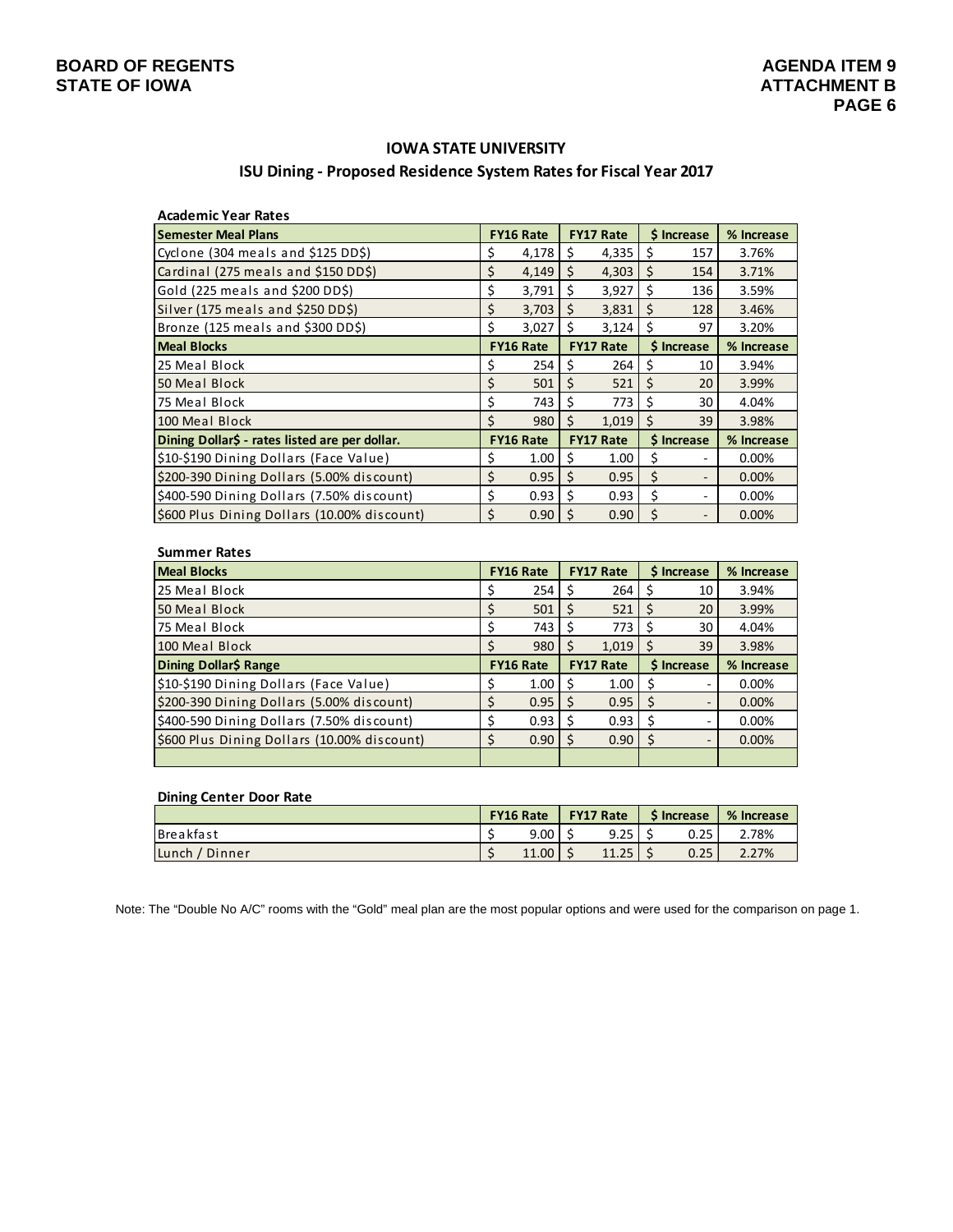## IOWA STATE UNIVERSITY

### ISU Dining - Proposed Residence System Rates for Fiscal Year 2017

**Academic Year Rates**

| Semester Meal Plans | FY16 Rate | FY17 Rate | $ Increase | % Increase |
|---|---|---|---|---|
| Cyclone (304 meals and $125 DD$) | $ 4,178 | $ 4,335 | $ 157 | 3.76% |
| Cardinal (275 meals and $150 DD$) | $ 4,149 | $ 4,303 | $ 154 | 3.71% |
| Gold (225 meals and $200 DD$) | $ 3,791 | $ 3,927 | $ 136 | 3.59% |
| Silver (175 meals and $250 DD$) | $ 3,703 | $ 3,831 | $ 128 | 3.46% |
| Bronze (125 meals and $300 DD$) | $ 3,027 | $ 3,124 | $ 97 | 3.20% |
| **Meal Blocks** | **FY16 Rate** | **FY17 Rate** | **$ Increase** | **% Increase** |
| 25 Meal Block | $ 254 | $ 264 | $ 10 | 3.94% |
| 50 Meal Block | $ 501 | $ 521 | $ 20 | 3.99% |
| 75 Meal Block | $ 743 | $ 773 | $ 30 | 4.04% |
| 100 Meal Block | $ 980 | $ 1,019 | $ 39 | 3.98% |
| **Dining Dollar$ - rates listed are per dollar.** | **FY16 Rate** | **FY17 Rate** | **$ Increase** | **% Increase** |
| $10-$190 Dining Dollars (Face Value) | $ 1.00 | $ 1.00 | $ - | 0.00% |
| $200-390 Dining Dollars (5.00% discount) | $ 0.95 | $ 0.95 | $ - | 0.00% |
| $400-590 Dining Dollars (7.50% discount) | $ 0.93 | $ 0.93 | $ - | 0.00% |
| $600 Plus Dining Dollars (10.00% discount) | $ 0.90 | $ 0.90 | $ - | 0.00% |

**Summer Rates**

| Meal Blocks | FY16 Rate | FY17 Rate | $ Increase | % Increase |
|---|---|---|---|---|
| 25 Meal Block | $ 254 | $ 264 | $ 10 | 3.94% |
| 50 Meal Block | $ 501 | $ 521 | $ 20 | 3.99% |
| 75 Meal Block | $ 743 | $ 773 | $ 30 | 4.04% |
| 100 Meal Block | $ 980 | $ 1,019 | $ 39 | 3.98% |
| **Dining Dollar$ Range** | **FY16 Rate** | **FY17 Rate** | **$ Increase** | **% Increase** |
| $10-$190 Dining Dollars (Face Value) | $ 1.00 | $ 1.00 | $ - | 0.00% |
| $200-390 Dining Dollars (5.00% discount) | $ 0.95 | $ 0.95 | $ - | 0.00% |
| $400-590 Dining Dollars (7.50% discount) | $ 0.93 | $ 0.93 | $ - | 0.00% |
| $600 Plus Dining Dollars (10.00% discount) | $ 0.90 | $ 0.90 | $ - | 0.00% |

**Dining Center Door Rate**

| | FY16 Rate | FY17 Rate | $ Increase | % Increase |
|---|---|---|---|---|
| Breakfast | $ 9.00 | $ 9.25 | $ 0.25 | 2.78% |
| Lunch / Dinner | $ 11.00 | $ 11.25 | $ 0.25 | 2.27% |

Note: The "Double No A/C" rooms with the "Gold" meal plan are the most popular options and were used for the comparison on page 1.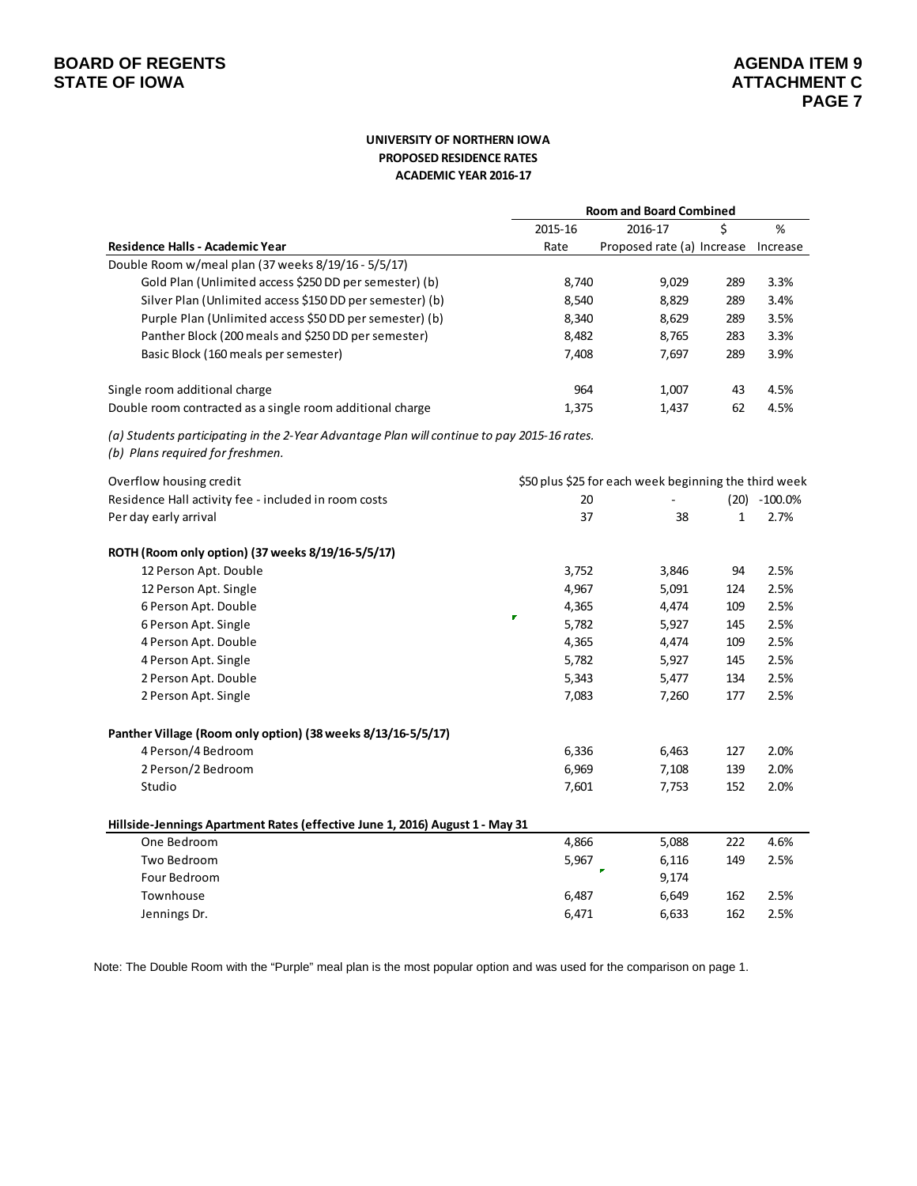BOARD OF REGENTS
STATE OF IOWA

AGENDA ITEM 9
ATTACHMENT C

### UNIVERSITY OF NORTHERN IOWA
### PROPOSED RESIDENCE RATES
### ACADEMIC YEAR 2016-17

| | Room and Board Combined | | | |
|---|---|---|---|---|
| | 2015-16 | 2016-17 | $ | % |
| **Residence Halls - Academic Year** | Rate | Proposed rate (a) | Increase | Increase |
| Double Room w/meal plan (37 weeks 8/19/16 - 5/5/17) | | | | |
| Gold Plan (Unlimited access $250 DD per semester) (b) | 8,740 | 9,029 | 289 | 3.3% |
| Silver Plan (Unlimited access $150 DD per semester) (b) | 8,540 | 8,829 | 289 | 3.4% |
| Purple Plan (Unlimited access $50 DD per semester) (b) | 8,340 | 8,629 | 289 | 3.5% |
| Panther Block (200 meals and $250 DD per semester) | 8,482 | 8,765 | 283 | 3.3% |
| Basic Block (160 meals per semester) | 7,408 | 7,697 | 289 | 3.9% |
| | | | | |
| Single room additional charge | 964 | 1,007 | 43 | 4.5% |
| Double room contracted as a single room additional charge | 1,375 | 1,437 | 62 | 4.5% |

*(a) Students participating in the 2-Year Advantage Plan will continue to pay 2015-16 rates.*
*(b) Plans required for freshmen.*

| | 2015-16 | 2016-17 | $ Increase | % Increase |
|---|---|---|---|---|
| Overflow housing credit | $50 plus $25 for each week beginning the third week | | | |
| Residence Hall activity fee - included in room costs | 20 | - | (20) | -100.0% |
| Per day early arrival | 37 | 38 | 1 | 2.7% |
| | | | | |
| **ROTH (Room only option) (37 weeks 8/19/16-5/5/17)** | | | | |
| 12 Person Apt. Double | 3,752 | 3,846 | 94 | 2.5% |
| 12 Person Apt. Single | 4,967 | 5,091 | 124 | 2.5% |
| 6 Person Apt. Double | 4,365 | 4,474 | 109 | 2.5% |
| 6 Person Apt. Single | 5,782 | 5,927 | 145 | 2.5% |
| 4 Person Apt. Double | 4,365 | 4,474 | 109 | 2.5% |
| 4 Person Apt. Single | 5,782 | 5,927 | 145 | 2.5% |
| 2 Person Apt. Double | 5,343 | 5,477 | 134 | 2.5% |
| 2 Person Apt. Single | 7,083 | 7,260 | 177 | 2.5% |
| | | | | |
| **Panther Village (Room only option) (38 weeks 8/13/16-5/5/17)** | | | | |
| 4 Person/4 Bedroom | 6,336 | 6,463 | 127 | 2.0% |
| 2 Person/2 Bedroom | 6,969 | 7,108 | 139 | 2.0% |
| Studio | 7,601 | 7,753 | 152 | 2.0% |
| | | | | |
| **Hillside-Jennings Apartment Rates (effective June 1, 2016) August 1 - May 31** | | | | |
| One Bedroom | 4,866 | 5,088 | 222 | 4.6% |
| Two Bedroom | 5,967 | 6,116 | 149 | 2.5% |
| Four Bedroom | | 9,174 | | |
| Townhouse | 6,487 | 6,649 | 162 | 2.5% |
| Jennings Dr. | 6,471 | 6,633 | 162 | 2.5% |

Note: The Double Room with the "Purple" meal plan is the most popular option and was used for the comparison on page 1.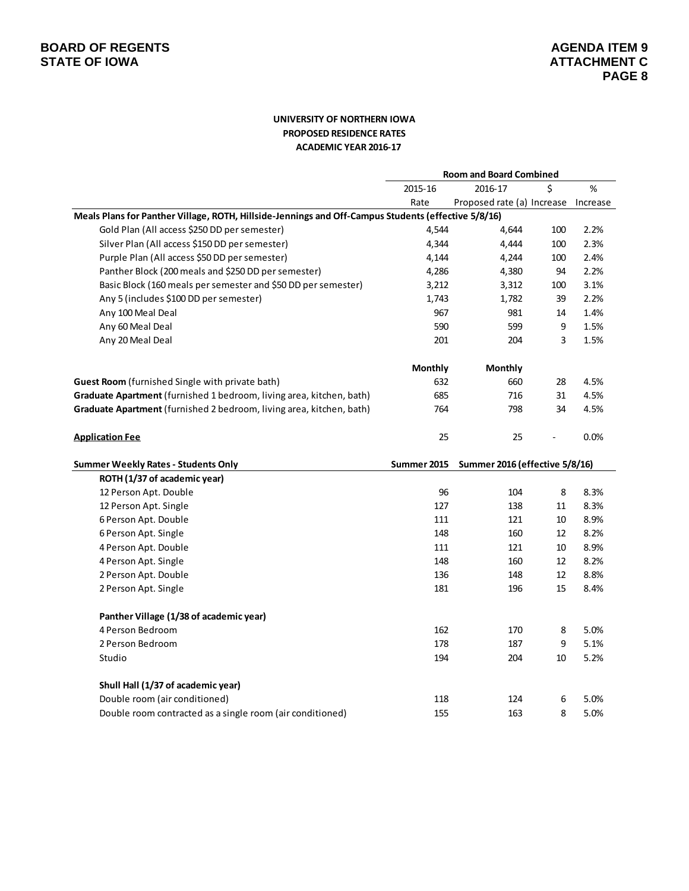**UNIVERSITY OF NORTHERN IOWA**
**PROPOSED RESIDENCE RATES**
**ACADEMIC YEAR 2016-17**

| | Room and Board Combined | | | |
|---|---|---|---|---|
| | 2015-16 Rate | 2016-17 Proposed rate (a) | $ Increase | % Increase |
| **Meals Plans for Panther Village, ROTH, Hillside-Jennings and Off-Campus Students (effective 5/8/16)** | | | | |
| Gold Plan (All access $250 DD per semester) | 4,544 | 4,644 | 100 | 2.2% |
| Silver Plan (All access $150 DD per semester) | 4,344 | 4,444 | 100 | 2.3% |
| Purple Plan (All access $50 DD per semester) | 4,144 | 4,244 | 100 | 2.4% |
| Panther Block (200 meals and $250 DD per semester) | 4,286 | 4,380 | 94 | 2.2% |
| Basic Block (160 meals per semester and $50 DD per semester) | 3,212 | 3,312 | 100 | 3.1% |
| Any 5 (includes $100 DD per semester) | 1,743 | 1,782 | 39 | 2.2% |
| Any 100 Meal Deal | 967 | 981 | 14 | 1.4% |
| Any 60 Meal Deal | 590 | 599 | 9 | 1.5% |
| Any 20 Meal Deal | 201 | 204 | 3 | 1.5% |
| | **Monthly** | **Monthly** | | |
| **Guest Room** (furnished Single with private bath) | 632 | 660 | 28 | 4.5% |
| **Graduate Apartment** (furnished 1 bedroom, living area, kitchen, bath) | 685 | 716 | 31 | 4.5% |
| **Graduate Apartment** (furnished 2 bedroom, living area, kitchen, bath) | 764 | 798 | 34 | 4.5% |
| **Application Fee** | 25 | 25 | - | 0.0% |
| **Summer Weekly Rates - Students Only** | **Summer 2015** | **Summer 2016 (effective 5/8/16)** | | |
| **ROTH (1/37 of academic year)** | | | | |
| 12 Person Apt. Double | 96 | 104 | 8 | 8.3% |
| 12 Person Apt. Single | 127 | 138 | 11 | 8.3% |
| 6 Person Apt. Double | 111 | 121 | 10 | 8.9% |
| 6 Person Apt. Single | 148 | 160 | 12 | 8.2% |
| 4 Person Apt. Double | 111 | 121 | 10 | 8.9% |
| 4 Person Apt. Single | 148 | 160 | 12 | 8.2% |
| 2 Person Apt. Double | 136 | 148 | 12 | 8.8% |
| 2 Person Apt. Single | 181 | 196 | 15 | 8.4% |
| **Panther Village (1/38 of academic year)** | | | | |
| 4 Person Bedroom | 162 | 170 | 8 | 5.0% |
| 2 Person Bedroom | 178 | 187 | 9 | 5.1% |
| Studio | 194 | 204 | 10 | 5.2% |
| **Shull Hall (1/37 of academic year)** | | | | |
| Double room (air conditioned) | 118 | 124 | 6 | 5.0% |
| Double room contracted as a single room (air conditioned) | 155 | 163 | 8 | 5.0% |